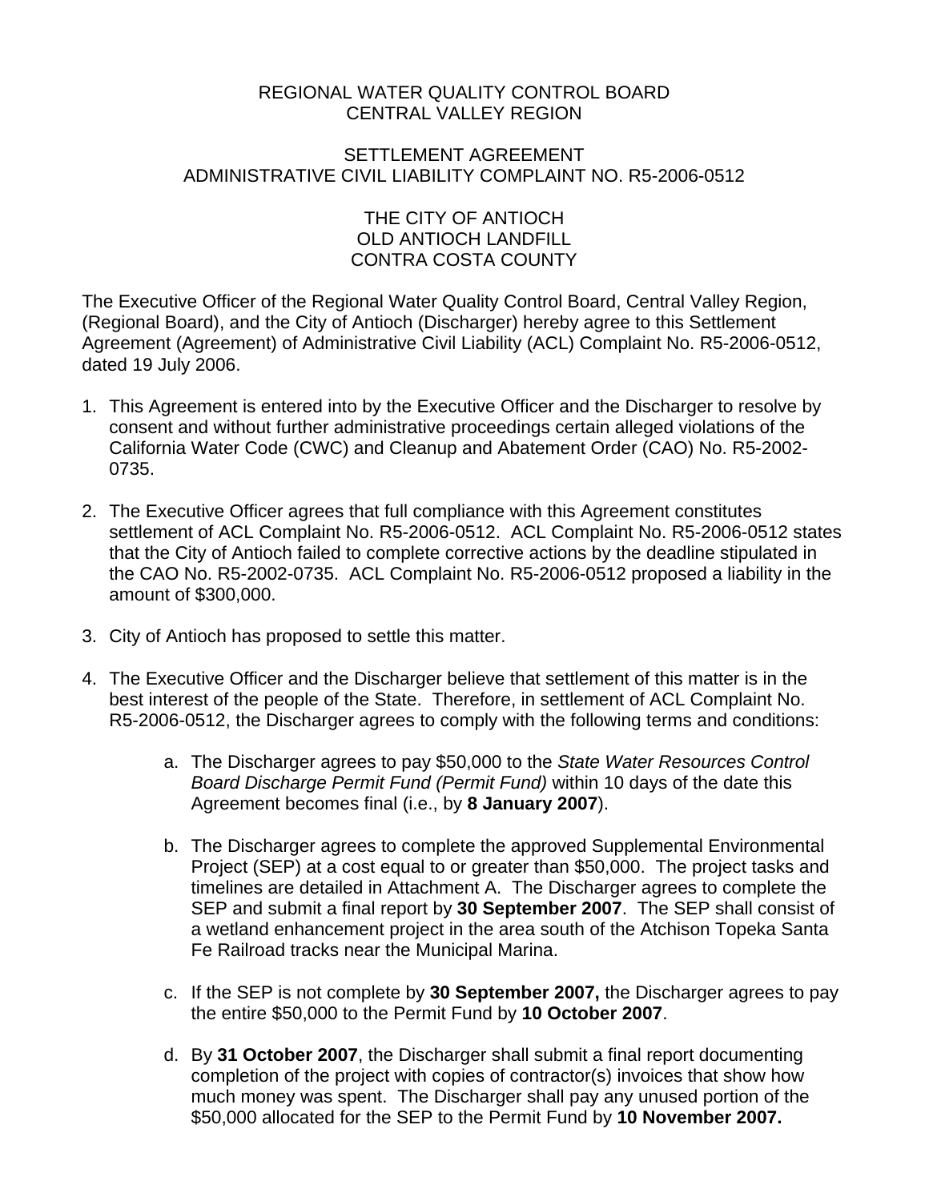REGIONAL WATER QUALITY CONTROL BOARD
CENTRAL VALLEY REGION

SETTLEMENT AGREEMENT
ADMINISTRATIVE CIVIL LIABILITY COMPLAINT NO. R5-2006-0512

THE CITY OF ANTIOCH
OLD ANTIOCH LANDFILL
CONTRA COSTA COUNTY

The Executive Officer of the Regional Water Quality Control Board, Central Valley Region, (Regional Board), and the City of Antioch (Discharger) hereby agree to this Settlement Agreement (Agreement) of Administrative Civil Liability (ACL) Complaint No. R5-2006-0512, dated 19 July 2006.

1. This Agreement is entered into by the Executive Officer and the Discharger to resolve by consent and without further administrative proceedings certain alleged violations of the California Water Code (CWC) and Cleanup and Abatement Order (CAO) No. R5-2002-0735.

2. The Executive Officer agrees that full compliance with this Agreement constitutes settlement of ACL Complaint No. R5-2006-0512. ACL Complaint No. R5-2006-0512 states that the City of Antioch failed to complete corrective actions by the deadline stipulated in the CAO No. R5-2002-0735. ACL Complaint No. R5-2006-0512 proposed a liability in the amount of $300,000.

3. City of Antioch has proposed to settle this matter.

4. The Executive Officer and the Discharger believe that settlement of this matter is in the best interest of the people of the State. Therefore, in settlement of ACL Complaint No. R5-2006-0512, the Discharger agrees to comply with the following terms and conditions:

   a. The Discharger agrees to pay $50,000 to the *State Water Resources Control Board Discharge Permit Fund (Permit Fund)* within 10 days of the date this Agreement becomes final (i.e., by **8 January 2007**).

   b. The Discharger agrees to complete the approved Supplemental Environmental Project (SEP) at a cost equal to or greater than $50,000. The project tasks and timelines are detailed in Attachment A. The Discharger agrees to complete the SEP and submit a final report by **30 September 2007**. The SEP shall consist of a wetland enhancement project in the area south of the Atchison Topeka Santa Fe Railroad tracks near the Municipal Marina.

   c. If the SEP is not complete by **30 September 2007,** the Discharger agrees to pay the entire $50,000 to the Permit Fund by **10 October 2007**.

   d. By **31 October 2007**, the Discharger shall submit a final report documenting completion of the project with copies of contractor(s) invoices that show how much money was spent. The Discharger shall pay any unused portion of the $50,000 allocated for the SEP to the Permit Fund by **10 November 2007.**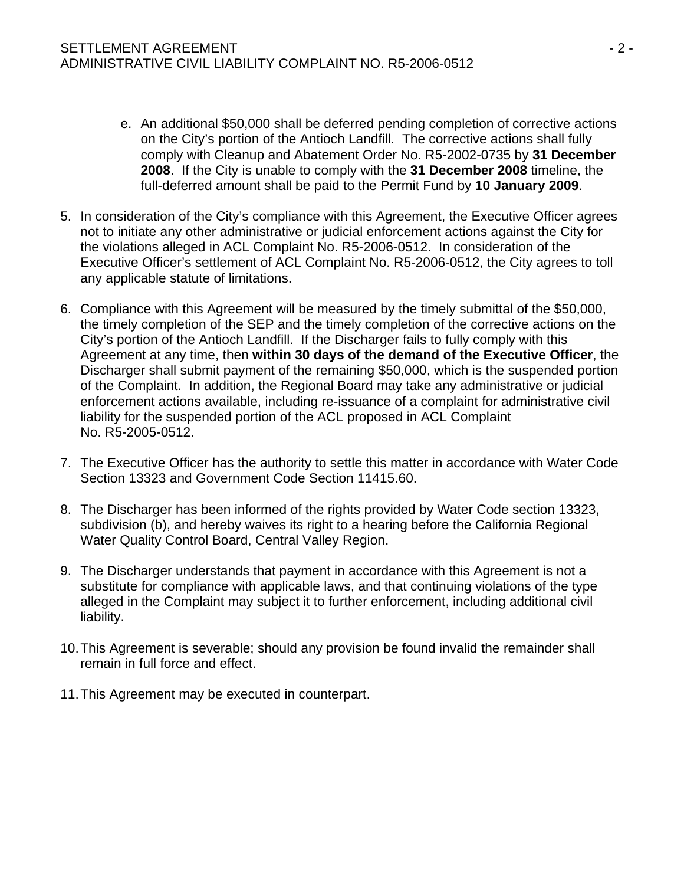e. An additional $50,000 shall be deferred pending completion of corrective actions on the City's portion of the Antioch Landfill. The corrective actions shall fully comply with Cleanup and Abatement Order No. R5-2002-0735 by **31 December 2008**. If the City is unable to comply with the **31 December 2008** timeline, the full-deferred amount shall be paid to the Permit Fund by **10 January 2009**.

5. In consideration of the City's compliance with this Agreement, the Executive Officer agrees not to initiate any other administrative or judicial enforcement actions against the City for the violations alleged in ACL Complaint No. R5-2006-0512. In consideration of the Executive Officer's settlement of ACL Complaint No. R5-2006-0512, the City agrees to toll any applicable statute of limitations.

6. Compliance with this Agreement will be measured by the timely submittal of the $50,000, the timely completion of the SEP and the timely completion of the corrective actions on the City's portion of the Antioch Landfill. If the Discharger fails to fully comply with this Agreement at any time, then **within 30 days of the demand of the Executive Officer**, the Discharger shall submit payment of the remaining $50,000, which is the suspended portion of the Complaint. In addition, the Regional Board may take any administrative or judicial enforcement actions available, including re-issuance of a complaint for administrative civil liability for the suspended portion of the ACL proposed in ACL Complaint No. R5-2005-0512.

7. The Executive Officer has the authority to settle this matter in accordance with Water Code Section 13323 and Government Code Section 11415.60.

8. The Discharger has been informed of the rights provided by Water Code section 13323, subdivision (b), and hereby waives its right to a hearing before the California Regional Water Quality Control Board, Central Valley Region.

9. The Discharger understands that payment in accordance with this Agreement is not a substitute for compliance with applicable laws, and that continuing violations of the type alleged in the Complaint may subject it to further enforcement, including additional civil liability.

10. This Agreement is severable; should any provision be found invalid the remainder shall remain in full force and effect.

11. This Agreement may be executed in counterpart.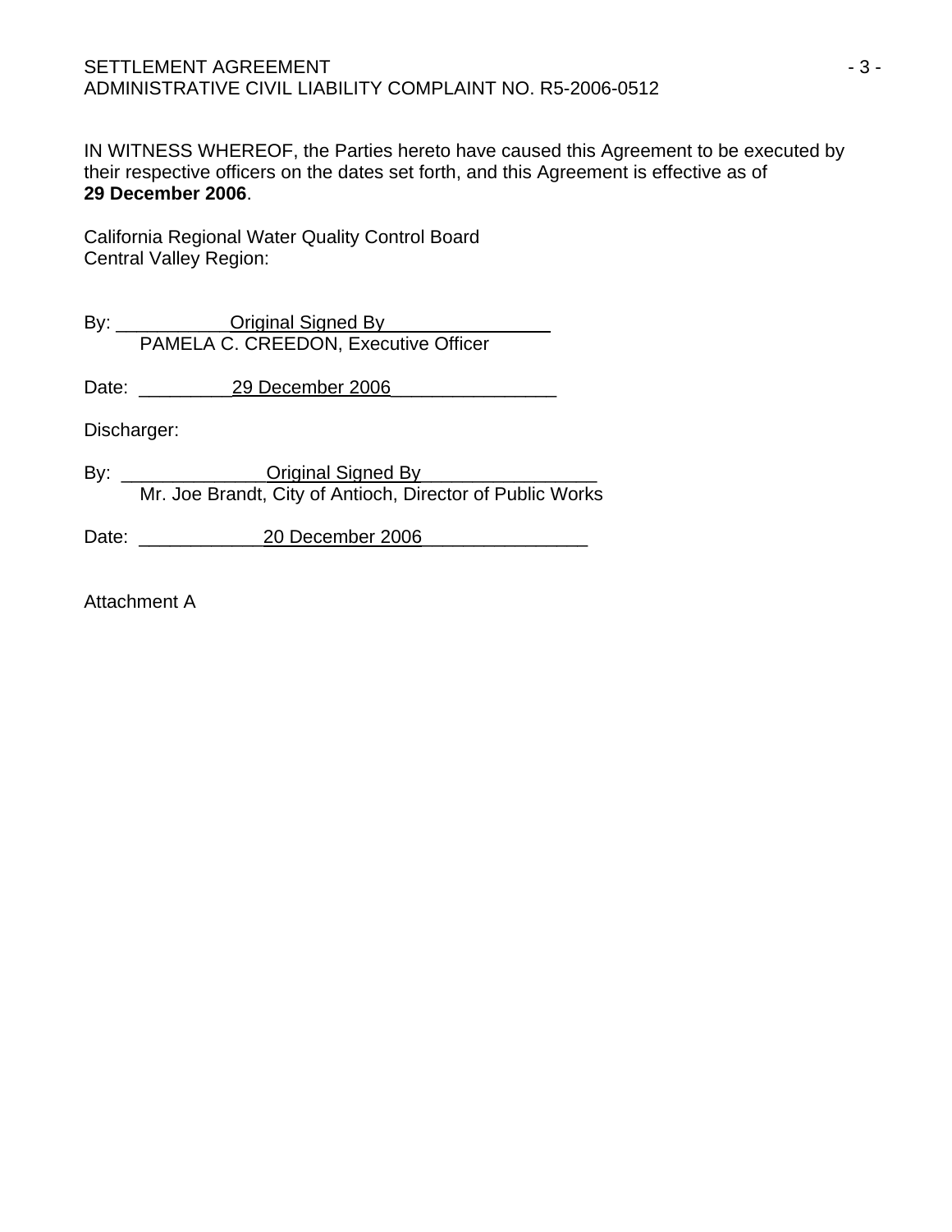IN WITNESS WHEREOF, the Parties hereto have caused this Agreement to be executed by their respective officers on the dates set forth, and this Agreement is effective as of **29 December 2006**.

California Regional Water Quality Control Board
Central Valley Region:

By: \_\_\_\_\_\_\_\_\_\_\_Original Signed By\_\_\_\_\_\_\_\_\_\_\_\_\_\_\_\_
PAMELA C. CREEDON, Executive Officer

Date: \_\_\_\_\_\_\_\_\_29 December 2006\_\_\_\_\_\_\_\_\_\_\_\_\_\_\_\_

Discharger:

By: \_\_\_\_\_\_\_\_\_\_\_\_\_\_Original Signed By\_\_\_\_\_\_\_\_\_\_\_\_\_\_\_\_\_
Mr. Joe Brandt, City of Antioch, Director of Public Works

Date: \_\_\_\_\_\_\_\_\_\_\_\_20 December 2006\_\_\_\_\_\_\_\_\_\_\_\_\_\_\_\_

Attachment A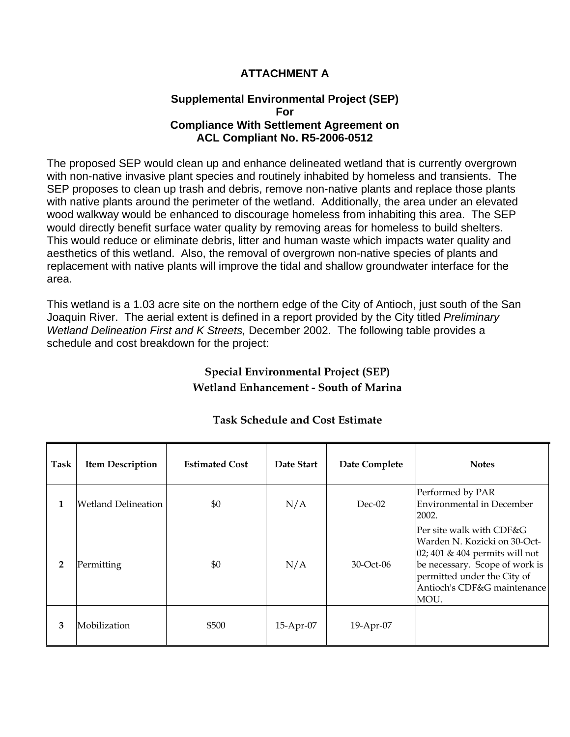**ATTACHMENT A**

**Supplemental Environmental Project (SEP)**
**For**
**Compliance With Settlement Agreement on**
**ACL Compliant No. R5-2006-0512**

The proposed SEP would clean up and enhance delineated wetland that is currently overgrown with non-native invasive plant species and routinely inhabited by homeless and transients. The SEP proposes to clean up trash and debris, remove non-native plants and replace those plants with native plants around the perimeter of the wetland. Additionally, the area under an elevated wood walkway would be enhanced to discourage homeless from inhabiting this area. The SEP would directly benefit surface water quality by removing areas for homeless to build shelters. This would reduce or eliminate debris, litter and human waste which impacts water quality and aesthetics of this wetland. Also, the removal of overgrown non-native species of plants and replacement with native plants will improve the tidal and shallow groundwater interface for the area.

This wetland is a 1.03 acre site on the northern edge of the City of Antioch, just south of the San Joaquin River. The aerial extent is defined in a report provided by the City titled *Preliminary Wetland Delineation First and K Streets,* December 2002. The following table provides a schedule and cost breakdown for the project:

**Special Environmental Project (SEP)**
**Wetland Enhancement - South of Marina**

**Task Schedule and Cost Estimate**

| Task | Item Description | Estimated Cost | Date Start | Date Complete | Notes |
|---|---|---|---|---|---|
| **1** | Wetland Delineation | $0 | N/A | Dec-02 | Performed by PAR Environmental in December 2002. |
| **2** | Permitting | $0 | N/A | 30-Oct-06 | Per site walk with CDF&G Warden N. Kozicki on 30-Oct-02; 401 & 404 permits will not be necessary. Scope of work is permitted under the City of Antioch's CDF&G maintenance MOU. |
| **3** | Mobilization | $500 | 15-Apr-07 | 19-Apr-07 | |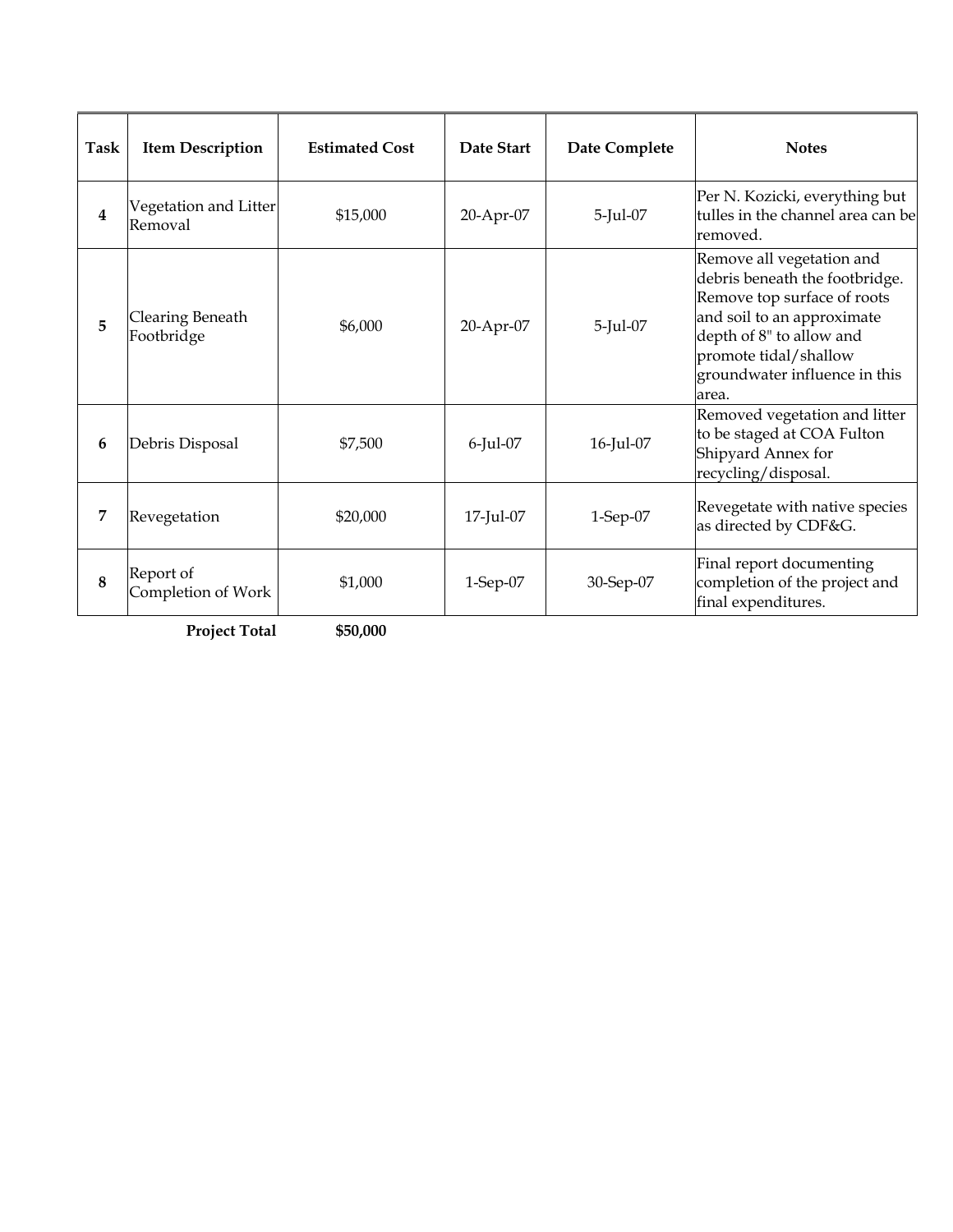| Task | Item Description | Estimated Cost | Date Start | Date Complete | Notes |
|---|---|---|---|---|---|
| 4 | Vegetation and Litter Removal | $15,000 | 20-Apr-07 | 5-Jul-07 | Per N. Kozicki, everything but tulles in the channel area can be removed. |
| 5 | Clearing Beneath Footbridge | $6,000 | 20-Apr-07 | 5-Jul-07 | Remove all vegetation and debris beneath the footbridge. Remove top surface of roots and soil to an approximate depth of 8" to allow and promote tidal/shallow groundwater influence in this area. |
| 6 | Debris Disposal | $7,500 | 6-Jul-07 | 16-Jul-07 | Removed vegetation and litter to be staged at COA Fulton Shipyard Annex for recycling/disposal. |
| 7 | Revegetation | $20,000 | 17-Jul-07 | 1-Sep-07 | Revegetate with native species as directed by CDF&G. |
| 8 | Report of Completion of Work | $1,000 | 1-Sep-07 | 30-Sep-07 | Final report documenting completion of the project and final expenditures. |
| | **Project Total** | **$50,000** | | | |